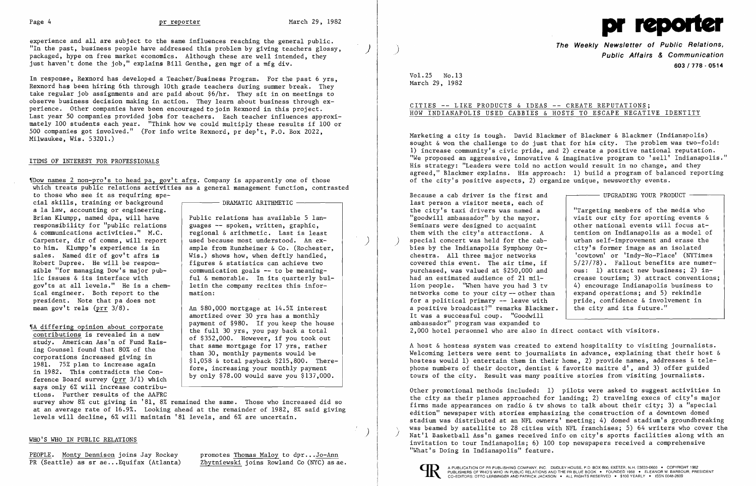experience and all are subject to the same influences reaching the general public. "In the past, business people have addressed this problem by giving teachers glossy, packaged, hype on free market economics. Although these are well intended, they just haven't done the job," explains Bill Genthe, gen mgr of a mfg div.

In response, Rexnord has developed a Teacher/Business Program. For the past 6 yrs, Rexnord has been hiring 6th through 10th grade teachers during summer break. They take regular job assignments and are paid about $6/hr. They sit in on meetings to observe business decision making in action. They learn about business through experience. Other companies have been encouraged to join Rexnord in this project. Last year 50 companies provided jobs for teachers. Each teacher influences approximately 100 students each year. "Think how we could multiply these results if 100 or 500 companies got involved." (For info write Rexnord, pr dep't, P.O. Box 2022, Milwaukee, Wis. 53201.)

## ITEMS OF INTEREST FOR PROFESSIONALS

¶Dow names 2 non-pro's to head pa, gov't afrs. Company is apparently one of those which treats public relations activities as a general management function, contrasted to those who see it as requiring special skills, training or background a la law, accounting or engineering. Brian Klumpp, named dpa, will have responsibility for "public relations & communications activities." M.C. Carpenter, dir of comns, will report to him. Klumpp's experience is in sales. Named dir of gov't afrs is Robert Dupree. He will be responsible "for managing Dow's major public issues & its interface with gov'ts at all levels." He is a chemical engineer. Both report to the president. Note that pa does not mean gov't rels (prr 3/8).

¶A differing opinion about corporate contributions is revealed in a new study. American Ass'n of Fund Raising Counsel found that 80% of the corporations increased giving in 1981. 75% plan to increase again in 1982. This contradicts the Conference Board survey (prr 3/1) which says only 6% will increase contributions. Further results of the AAFRC survey show 8% cut giving in '81, 8% remained the same. Those who increased did so at an average rate of 16.9%. Looking ahead at the remainder of 1982, 8% said giving levels will decline, 6% will maintain '81 levels, and 6% are uncertain.

> **DRAMATIC ARITHMETIC**
>
> Public relations has available 5 languages -- spoken, written, graphic, regional & arithmetic. Last is least used because most understood. An example from Runzheimer & Co. (Rochester, Wis.) shows how, when deftly handled, figures & statistics can achieve two communication goals -- to be meaningful & memorable. In its quarterly bulletin the company recites this information:
>
> An $80,000 mortgage at 14.5% interest amortized over 30 yrs has a monthly payment of $980. If you keep the house the full 30 yrs, you pay back a total of $352,000. However, if you took out that same mortgage for 17 yrs, rather than 30, monthly payments would be $1,058 & total payback $215,800. Therefore, increasing your monthly payment by only $78.00 would save you $137,000.

## WHO'S WHO IN PUBLIC RELATIONS

PEOPLE. Monty Dennison joins Jay Rockey PR (Seattle) as sr ae...Equifax (Atlanta) promotes Thomas Maloy to dpr...Jo-Ann Zbytniewski joins Rowland Co (NYC) as ae.

# pr reporter

**The Weekly Newsletter of Public Relations, Public Affairs & Communication**
603 / 778 - 0514

Vol.25 No.13
March 29, 1982

## CITIES -- LIKE PRODUCTS & IDEAS -- CREATE REPUTATIONS; HOW INDIANAPOLIS USED CABBIES & HOSTS TO ESCAPE NEGATIVE IDENTITY

Marketing a city is tough. David Blackmer of Blackmer & Blackmer (Indianapolis) sought & won the challenge to do just that for his city. The problem was two-fold: 1) increase community's civic pride, and 2) create a positive national reputation. "We proposed an aggressive, innovative & imaginative program to 'sell' Indianapolis." His strategy: "Leaders were told no action would result in no change, and they agreed," Blackmer explains. His approach: 1) build a program of balanced reporting of the city's positive aspects, 2) organize unique, newsworthy events.

Because a cab driver is the first and last person a visitor meets, each of the city's taxi drivers was named a "goodwill ambassador" by the mayor. Seminars were designed to acquaint them with the city's attractions. A special concert was held for the cabbies by the Indianapolis Symphony Orchestra. All three major networks covered this event. The air time, if purchased, was valued at $250,000 and had an estimated audience of 21 million people. "When have you had 3 tv networks come to your city -- other than for a political primary -- leave with a positive broadcast?" remarks Blackmer. It was a successful coup. "Goodwill ambassador" program was expanded to 2,000 hotel personnel who are also in direct contact with visitors.

> **UPGRADING YOUR PRODUCT**
>
> "Targeting members of the media who visit our city for sporting events & other national events will focus attention on Indianapolis as a model of urban self-improvement and erase the city's former image as an isolated 'cowtown' or 'Indy-No-Place' (NYTimes 5/27/78). Fallout benefits are numerous: 1) attract new business; 2) increase tourism; 3) attract conventions; 4) encourage Indianapolis business to expand operations; and 5) rekindle pride, confidence & involvement in the city and its future."

A host & hostess system was created to extend hospitality to visiting journalists. Welcoming letters were sent to journalists in advance, explaining that their host & hostess would 1) entertain them in their home, 2) provide names, addresses & telephone numbers of their doctor, dentist & favorite maitre d', and 3) offer guided tours of the city. Result was many positive stories from visiting journalists.

Other promotional methods included: 1) pilots were asked to suggest activities in the city as their planes approached for landing; 2) traveling execs of city's major firms made appearances on radio & tv shows to talk about their city; 3) a "special edition" newspaper with stories emphasizing the construction of a downtown domed stadium was distributed at an NFL owners' meeting; 4) domed stadium's groundbreaking was beamed by satellite to 28 cities with NFL franchises; 5) 64 writers who cover the Nat'l Basketball Ass'n games received info on city's sports facilities along with an invitation to tour Indianapolis; 6) 100 top newspapers received a comprehensive "What's Doing in Indianapolis" feature.

A PUBLICATION OF PR PUBLISHING COMPANY, INC. DUDLEY HOUSE, P.O. BOX 600, EXETER, N.H. 03833-0600 • COPYRIGHT 1982
PUBLISHERS OF WHO'S WHO IN PUBLIC RELATIONS AND THE PR BLUE BOOK • FOUNDED 1958 • ELEANOR M. BARBOUR, PRESIDENT
CO-EDITORS: OTTO LERBINGER AND PATRICK JACKSON • ALL RIGHTS RESERVED • $100 YEARLY • ISSN 0048-2609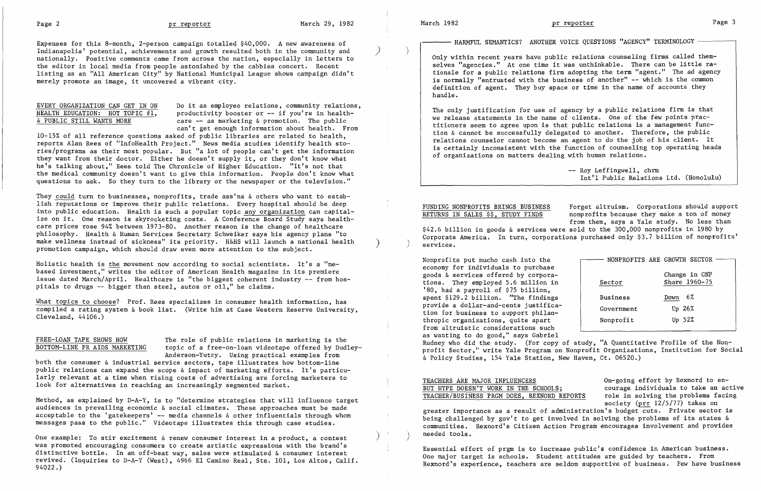Expenses for this 8-month, 2-person campaign totalled $40,000. A new awareness of Indianapolis' potential, achievements and growth resulted both in the community and nationally. Positive comments came from across the nation, especially in letters to the editor in local media from people astonished by the cabbies concert. Recent listing as an "All American City" by National Municipal League shows campaign didn't merely promote an image, it uncovered a vibrant city.

**EVERY ORGANIZATION CAN GET IN ON HEALTH EDUCATION: HOT TOPIC #1, & PUBLIC STILL WANTS MORE**

Do it as employee relations, community relations, productivity booster or -- if you're in healthcare -- as marketing & promotion. The public can't get enough information about health. From 10-15% of all reference questions asked of public libraries are related to health, reports Alan Rees of "InfoHealth Project." News media studies identify health stories/programs as their most popular. But "a lot of people can't get the information they want from their doctor. Either he doesn't supply it, or they don't know what he's talking about," Rees told The Chronicle of Higher Education. "It's not that the medical community doesn't want to give this information. People don't know what questions to ask. So they turn to the library or the newspaper or the television."

They could turn to businesses, nonprofits, trade ass'ns & others who want to establish reputations or improve their public relations. Every hospital should be deep into public education. Health is such a popular topic any organization can capitalize on it. One reason is skyrocketing costs. A Conference Board Study says healthcare prices rose 94% between 1973-80. Another reason is the change of healthcare philosophy. Health & Human Services Secretary Schweiker says his agency plans "to make wellness instead of sickness" its priority. H&HS will launch a national health promotion campaign, which should draw even more attention to the subject.

Holistic health is the movement now according to social scientists. It's a "me-based investment," writes the editor of American Health magazine in its premiere issue dated March/April. Healthcare is "the biggest coherent industry -- from hospitals to drugs -- bigger than steel, autos or oil," he claims.

What topics to choose? Prof. Rees specializes in consumer health information, has compiled a rating system & book list. (Write him at Case Western Reserve University, Cleveland, 44106.)

**FREE-LOAN TAPE SHOWS HOW BOTTOM-LINE PR AIDS MARKETING**

The role of public relations in marketing is the topic of a free-on-loan videotape offered by Dudley-Anderson-Yutzy. Using practical examples from both the consumer & industrial service sectors, tape illustrates how bottom-line public relations can expand the scope & impact of marketing efforts. It's particularly relevant at a time when rising costs of advertising are forcing marketers to look for alternatives in reaching an increasingly segmented market.

Method, as explained by D-A-Y, is to "determine strategies that will influence target audiences in prevailing economic & social climates. These approaches must be made acceptable to the 'gatekeepers' -- media channels & other influentials through whom messages pass to the public." Videotape illustrates this through case studies.

One example: To stir excitement & renew consumer interest in a product, a contest was promoted encouraging consumers to create artistic expressions with the brand's distinctive bottle. In an off-beat way, sales were stimulated & consumer interest revived. (Inquiries to D-A-Y (West), 4966 El Camino Real, Ste. 101, Los Altos, Calif. 94022.)

**HARMFUL SEMANTICS? ANOTHER VOICE QUESTIONS "AGENCY" TERMINOLOGY**

Only within recent years have public relations counseling firms called themselves "agencies." At one time it was unthinkable. There can be little rationale for a public relations firm adopting the term "agent." The ad agency is normally "entrusted with the business of another" -- which is the common definition of agent. They buy space or time in the name of accounts they handle.

The only justification for use of agency by a public relations firm is that we release statements in the name of clients. One of the few points practitioners seem to agree upon is that public relations is a management function & cannot be successfully delegated to another. Therefore, the public relations counselor cannot become an agent to do the job of his client. It is certainly inconsistent with the function of counseling top operating heads of organizations on matters dealing with human relations.

-- Roy Leffingwell, chrm
Int'l Public Relations Ltd. (Honolulu)

**FUNDING NONPROFITS BRINGS BUSINESS RETURNS IN SALES $$, STUDY FINDS**

Forget altruism. Corporations should support nonprofits because they make a ton of money from them, says a Yale study. No less than $42.6 billion in goods & services were sold to the 300,000 nonprofits in 1980 by Corporate America. In turn, corporations purchased only $3.7 billion of nonprofits' services.

Nonprofits put mucho cash into the economy for individuals to purchase goods & services offered by corporations. They employed 5.6 million in '80, had a payroll of $75 billion, spent $129.2 billion. "The findings provide a dollar-and-cents justification for business to support philanthropic organizations, quite apart from altruistic considerations such as wanting to do good," says Gabriel Rudney who did the study. (For copy of study, "A Quantitative Profile of the Nonprofit Sector," write Yale Program on Nonprofit Organizations, Institution for Social & Policy Studies, 154 Yale Station, New Haven, Ct. 06520.)

NONPROFITS ARE GROWTH SECTOR

| Sector | Change in GNP Share 1960-75 |
|---|---|
| Business | Down 6% |
| Government | Up 26% |
| Nonprofit | Up 52% |

**TEACHERS ARE MAJOR INFLUENCERS BUT HYPE DOESN'T WORK IN THE SCHOOLS; TEACHER/BUSINESS PRGM DOES, REXNORD REPORTS**

On-going effort by Rexnord to encourage individuals to take an active role in solving the problems facing society (prr 12/5/77) takes on greater importance as a result of administration's budget cuts. Private sector is being challenged by gov't to get involved in solving the problems of its states & communities. Rexnord's Citizen Action Program encourages involvement and provides needed tools.

Essential effort of prgm is to increase public's confidence in American business. One major target is schools. Student attitudes are guided by teachers. From Rexnord's experience, teachers are seldom supportive of business. Few have business